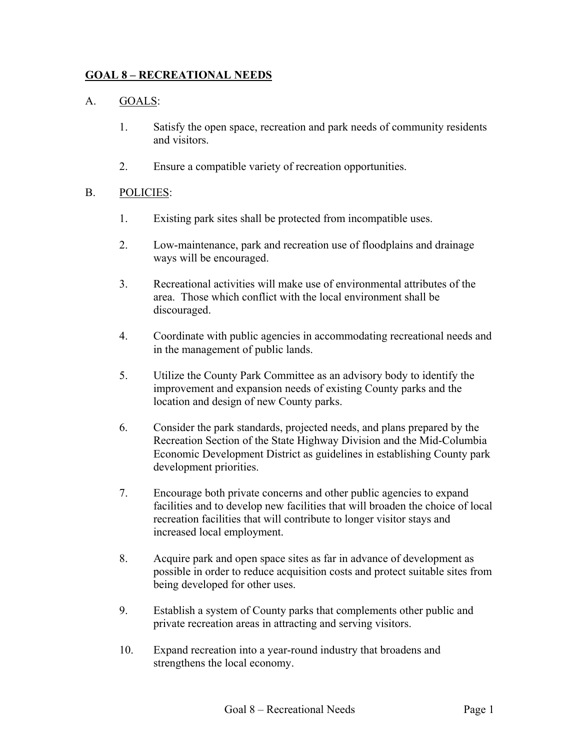# GOAL 8 – RECREATIONAL NEEDS

A. GOALS:

1. Satisfy the open space, recreation and park needs of community residents and visitors.

2. Ensure a compatible variety of recreation opportunities.

B. POLICIES:

1. Existing park sites shall be protected from incompatible uses.

2. Low-maintenance, park and recreation use of floodplains and drainage ways will be encouraged.

3. Recreational activities will make use of environmental attributes of the area. Those which conflict with the local environment shall be discouraged.

4. Coordinate with public agencies in accommodating recreational needs and in the management of public lands.

5. Utilize the County Park Committee as an advisory body to identify the improvement and expansion needs of existing County parks and the location and design of new County parks.

6. Consider the park standards, projected needs, and plans prepared by the Recreation Section of the State Highway Division and the Mid-Columbia Economic Development District as guidelines in establishing County park development priorities.

7. Encourage both private concerns and other public agencies to expand facilities and to develop new facilities that will broaden the choice of local recreation facilities that will contribute to longer visitor stays and increased local employment.

8. Acquire park and open space sites as far in advance of development as possible in order to reduce acquisition costs and protect suitable sites from being developed for other uses.

9. Establish a system of County parks that complements other public and private recreation areas in attracting and serving visitors.

10. Expand recreation into a year-round industry that broadens and strengthens the local economy.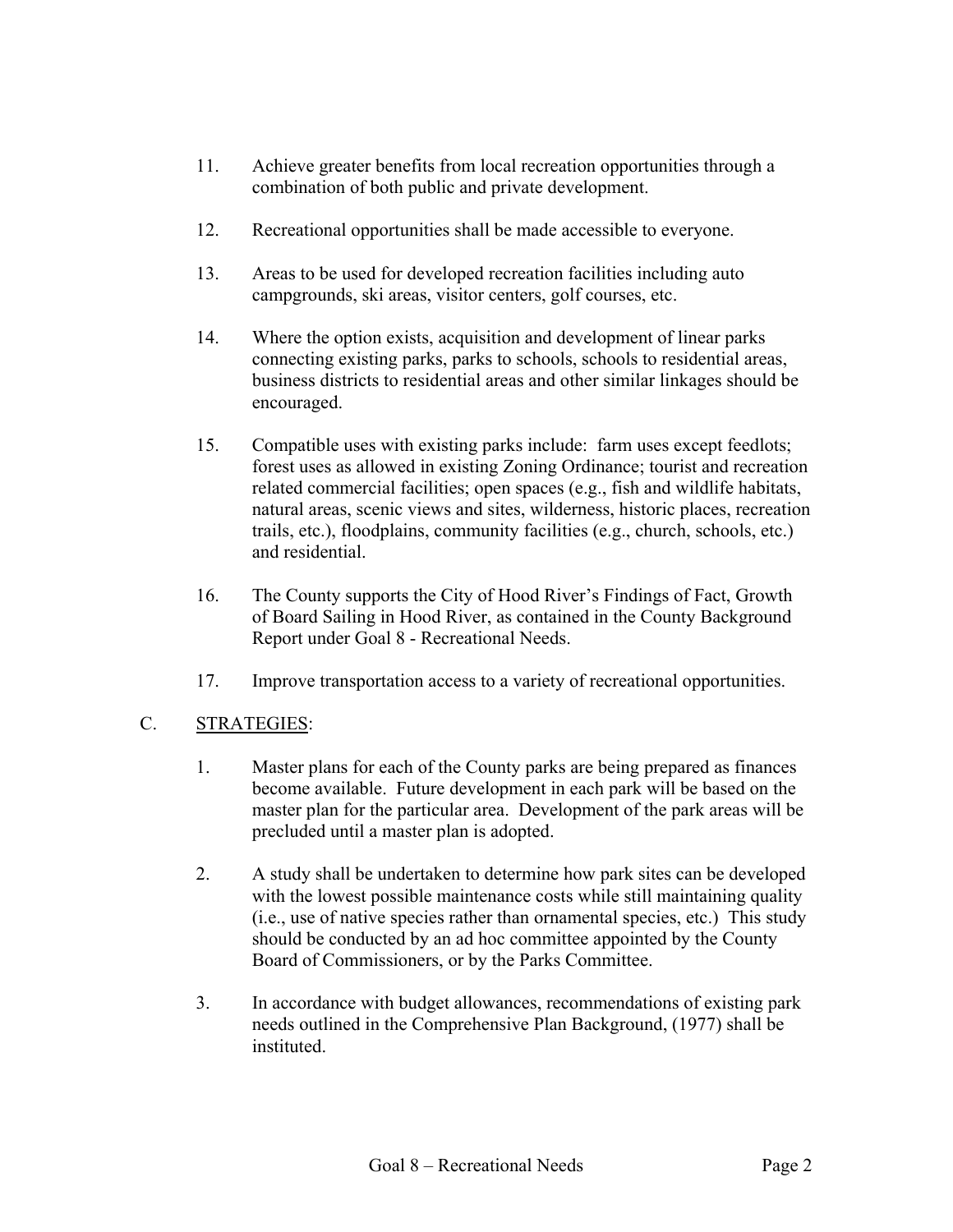11. Achieve greater benefits from local recreation opportunities through a combination of both public and private development.

12. Recreational opportunities shall be made accessible to everyone.

13. Areas to be used for developed recreation facilities including auto campgrounds, ski areas, visitor centers, golf courses, etc.

14. Where the option exists, acquisition and development of linear parks connecting existing parks, parks to schools, schools to residential areas, business districts to residential areas and other similar linkages should be encouraged.

15. Compatible uses with existing parks include: farm uses except feedlots; forest uses as allowed in existing Zoning Ordinance; tourist and recreation related commercial facilities; open spaces (e.g., fish and wildlife habitats, natural areas, scenic views and sites, wilderness, historic places, recreation trails, etc.), floodplains, community facilities (e.g., church, schools, etc.) and residential.

16. The County supports the City of Hood River's Findings of Fact, Growth of Board Sailing in Hood River, as contained in the County Background Report under Goal 8 - Recreational Needs.

17. Improve transportation access to a variety of recreational opportunities.

## C. STRATEGIES:

1. Master plans for each of the County parks are being prepared as finances become available. Future development in each park will be based on the master plan for the particular area. Development of the park areas will be precluded until a master plan is adopted.

2. A study shall be undertaken to determine how park sites can be developed with the lowest possible maintenance costs while still maintaining quality (i.e., use of native species rather than ornamental species, etc.) This study should be conducted by an ad hoc committee appointed by the County Board of Commissioners, or by the Parks Committee.

3. In accordance with budget allowances, recommendations of existing park needs outlined in the Comprehensive Plan Background, (1977) shall be instituted.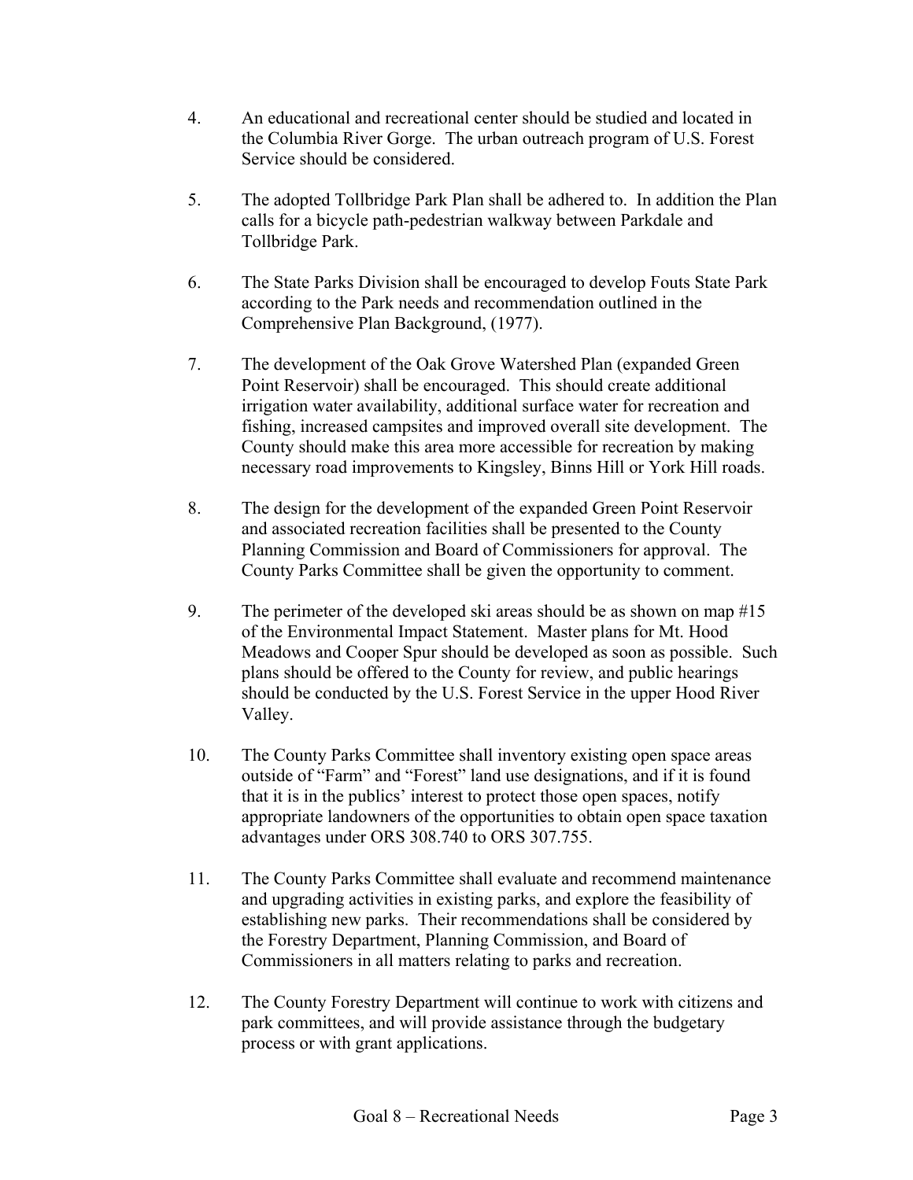4. An educational and recreational center should be studied and located in the Columbia River Gorge. The urban outreach program of U.S. Forest Service should be considered.

5. The adopted Tollbridge Park Plan shall be adhered to. In addition the Plan calls for a bicycle path-pedestrian walkway between Parkdale and Tollbridge Park.

6. The State Parks Division shall be encouraged to develop Fouts State Park according to the Park needs and recommendation outlined in the Comprehensive Plan Background, (1977).

7. The development of the Oak Grove Watershed Plan (expanded Green Point Reservoir) shall be encouraged. This should create additional irrigation water availability, additional surface water for recreation and fishing, increased campsites and improved overall site development. The County should make this area more accessible for recreation by making necessary road improvements to Kingsley, Binns Hill or York Hill roads.

8. The design for the development of the expanded Green Point Reservoir and associated recreation facilities shall be presented to the County Planning Commission and Board of Commissioners for approval. The County Parks Committee shall be given the opportunity to comment.

9. The perimeter of the developed ski areas should be as shown on map #15 of the Environmental Impact Statement. Master plans for Mt. Hood Meadows and Cooper Spur should be developed as soon as possible. Such plans should be offered to the County for review, and public hearings should be conducted by the U.S. Forest Service in the upper Hood River Valley.

10. The County Parks Committee shall inventory existing open space areas outside of "Farm" and "Forest" land use designations, and if it is found that it is in the publics' interest to protect those open spaces, notify appropriate landowners of the opportunities to obtain open space taxation advantages under ORS 308.740 to ORS 307.755.

11. The County Parks Committee shall evaluate and recommend maintenance and upgrading activities in existing parks, and explore the feasibility of establishing new parks. Their recommendations shall be considered by the Forestry Department, Planning Commission, and Board of Commissioners in all matters relating to parks and recreation.

12. The County Forestry Department will continue to work with citizens and park committees, and will provide assistance through the budgetary process or with grant applications.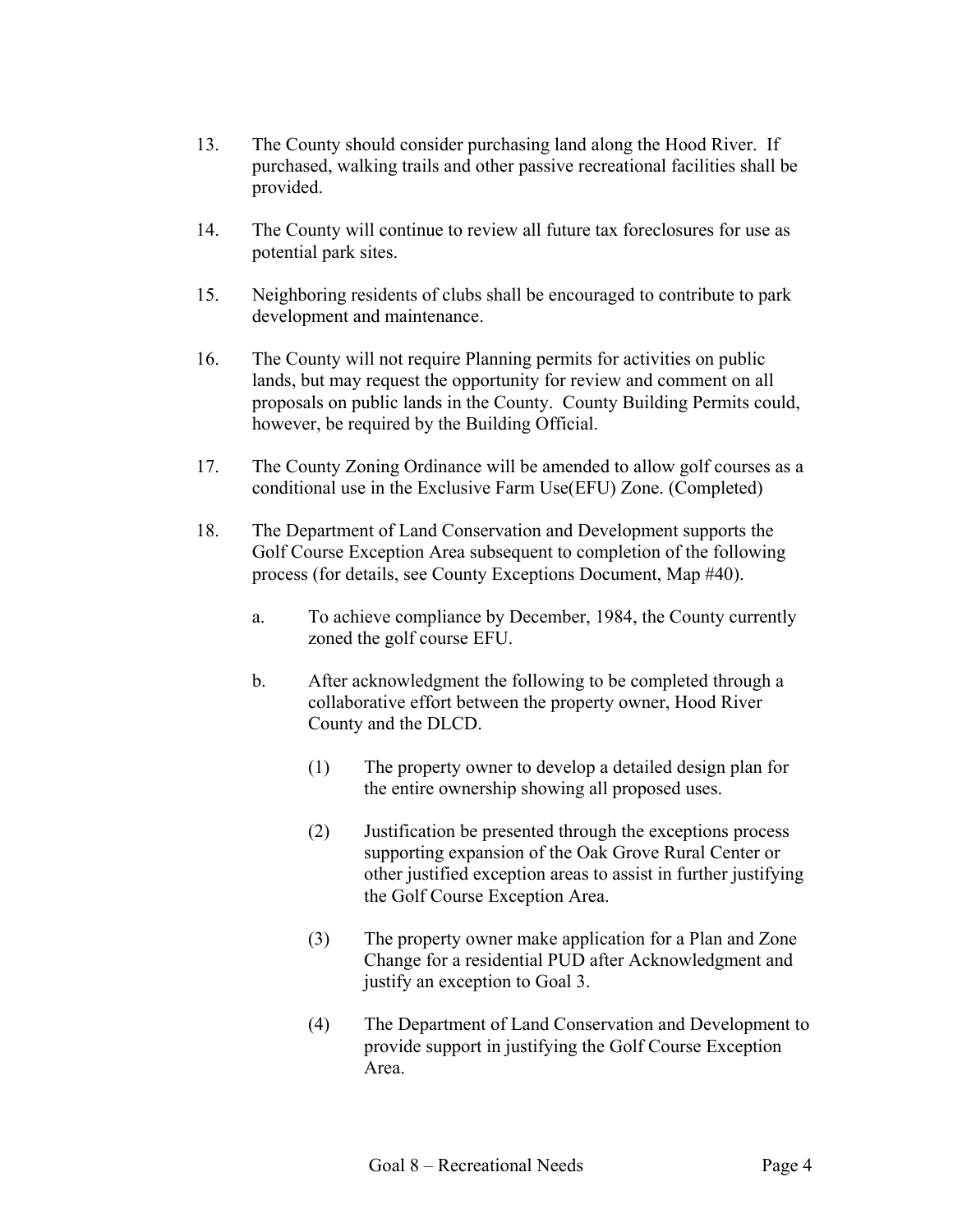13. The County should consider purchasing land along the Hood River. If purchased, walking trails and other passive recreational facilities shall be provided.

14. The County will continue to review all future tax foreclosures for use as potential park sites.

15. Neighboring residents of clubs shall be encouraged to contribute to park development and maintenance.

16. The County will not require Planning permits for activities on public lands, but may request the opportunity for review and comment on all proposals on public lands in the County. County Building Permits could, however, be required by the Building Official.

17. The County Zoning Ordinance will be amended to allow golf courses as a conditional use in the Exclusive Farm Use(EFU) Zone. (Completed)

18. The Department of Land Conservation and Development supports the Golf Course Exception Area subsequent to completion of the following process (for details, see County Exceptions Document, Map #40).

    a. To achieve compliance by December, 1984, the County currently zoned the golf course EFU.

    b. After acknowledgment the following to be completed through a collaborative effort between the property owner, Hood River County and the DLCD.

        (1) The property owner to develop a detailed design plan for the entire ownership showing all proposed uses.

        (2) Justification be presented through the exceptions process supporting expansion of the Oak Grove Rural Center or other justified exception areas to assist in further justifying the Golf Course Exception Area.

        (3) The property owner make application for a Plan and Zone Change for a residential PUD after Acknowledgment and justify an exception to Goal 3.

        (4) The Department of Land Conservation and Development to provide support in justifying the Golf Course Exception Area.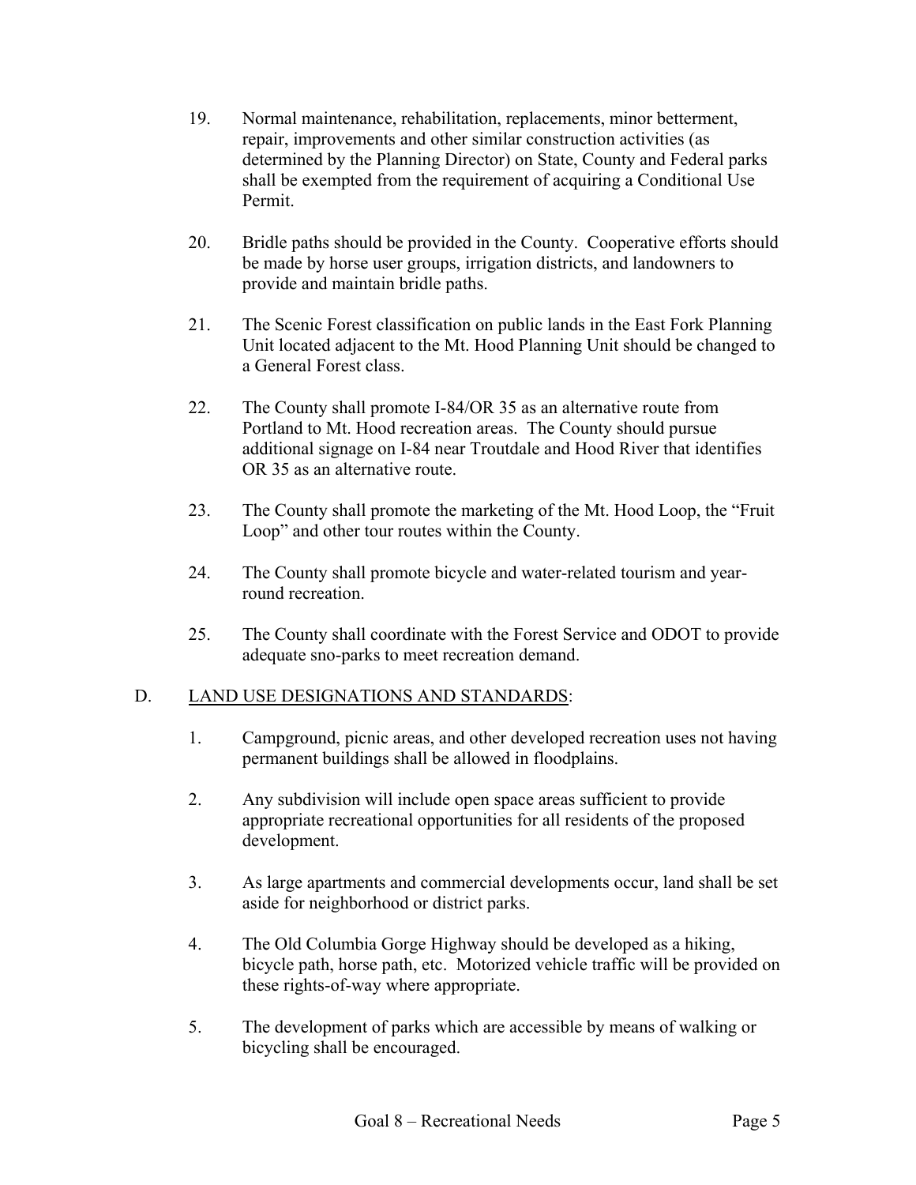19. Normal maintenance, rehabilitation, replacements, minor betterment, repair, improvements and other similar construction activities (as determined by the Planning Director) on State, County and Federal parks shall be exempted from the requirement of acquiring a Conditional Use Permit.

20. Bridle paths should be provided in the County. Cooperative efforts should be made by horse user groups, irrigation districts, and landowners to provide and maintain bridle paths.

21. The Scenic Forest classification on public lands in the East Fork Planning Unit located adjacent to the Mt. Hood Planning Unit should be changed to a General Forest class.

22. The County shall promote I-84/OR 35 as an alternative route from Portland to Mt. Hood recreation areas. The County should pursue additional signage on I-84 near Troutdale and Hood River that identifies OR 35 as an alternative route.

23. The County shall promote the marketing of the Mt. Hood Loop, the "Fruit Loop" and other tour routes within the County.

24. The County shall promote bicycle and water-related tourism and year-round recreation.

25. The County shall coordinate with the Forest Service and ODOT to provide adequate sno-parks to meet recreation demand.

## D. LAND USE DESIGNATIONS AND STANDARDS:

1. Campground, picnic areas, and other developed recreation uses not having permanent buildings shall be allowed in floodplains.

2. Any subdivision will include open space areas sufficient to provide appropriate recreational opportunities for all residents of the proposed development.

3. As large apartments and commercial developments occur, land shall be set aside for neighborhood or district parks.

4. The Old Columbia Gorge Highway should be developed as a hiking, bicycle path, horse path, etc. Motorized vehicle traffic will be provided on these rights-of-way where appropriate.

5. The development of parks which are accessible by means of walking or bicycling shall be encouraged.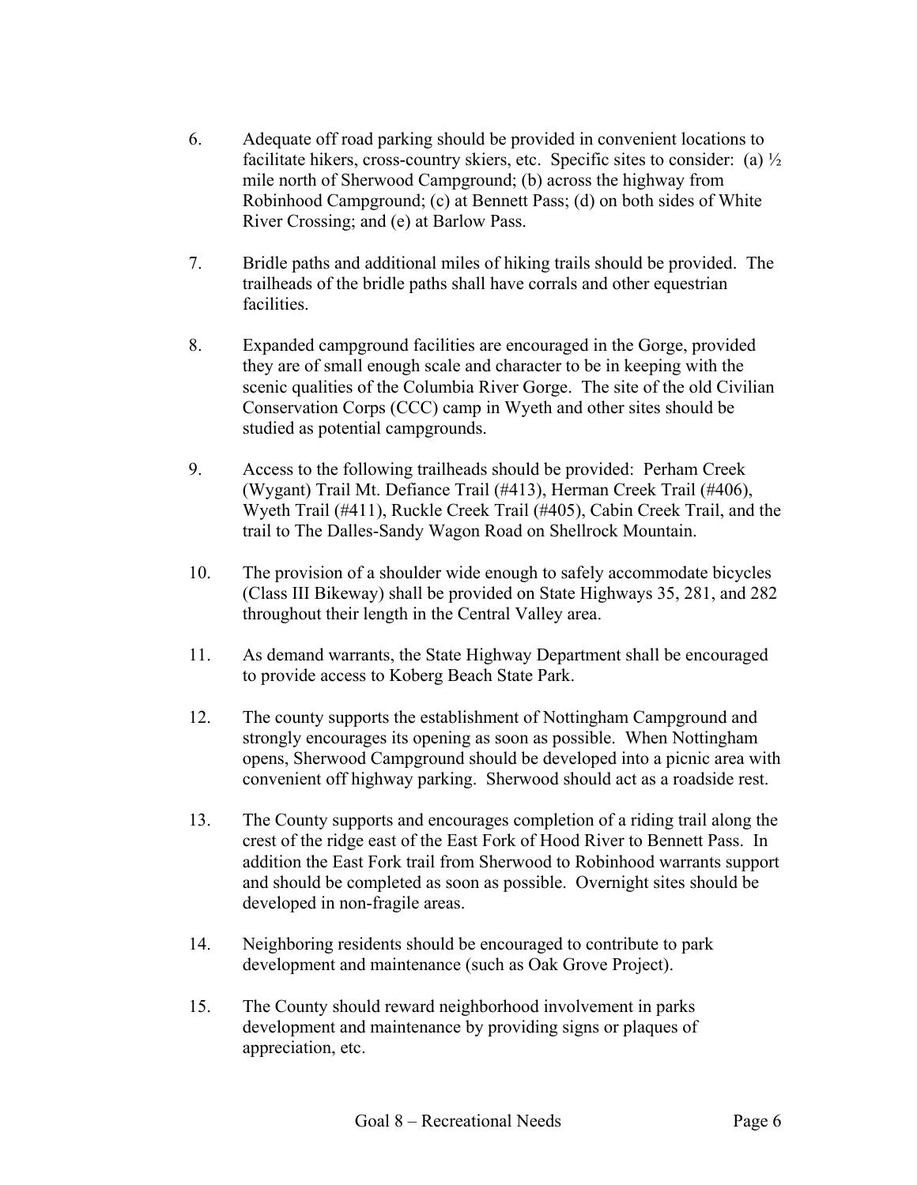6. Adequate off road parking should be provided in convenient locations to facilitate hikers, cross-country skiers, etc. Specific sites to consider: (a) ½ mile north of Sherwood Campground; (b) across the highway from Robinhood Campground; (c) at Bennett Pass; (d) on both sides of White River Crossing; and (e) at Barlow Pass.

7. Bridle paths and additional miles of hiking trails should be provided. The trailheads of the bridle paths shall have corrals and other equestrian facilities.

8. Expanded campground facilities are encouraged in the Gorge, provided they are of small enough scale and character to be in keeping with the scenic qualities of the Columbia River Gorge. The site of the old Civilian Conservation Corps (CCC) camp in Wyeth and other sites should be studied as potential campgrounds.

9. Access to the following trailheads should be provided: Perham Creek (Wygant) Trail Mt. Defiance Trail (#413), Herman Creek Trail (#406), Wyeth Trail (#411), Ruckle Creek Trail (#405), Cabin Creek Trail, and the trail to The Dalles-Sandy Wagon Road on Shellrock Mountain.

10. The provision of a shoulder wide enough to safely accommodate bicycles (Class III Bikeway) shall be provided on State Highways 35, 281, and 282 throughout their length in the Central Valley area.

11. As demand warrants, the State Highway Department shall be encouraged to provide access to Koberg Beach State Park.

12. The county supports the establishment of Nottingham Campground and strongly encourages its opening as soon as possible. When Nottingham opens, Sherwood Campground should be developed into a picnic area with convenient off highway parking. Sherwood should act as a roadside rest.

13. The County supports and encourages completion of a riding trail along the crest of the ridge east of the East Fork of Hood River to Bennett Pass. In addition the East Fork trail from Sherwood to Robinhood warrants support and should be completed as soon as possible. Overnight sites should be developed in non-fragile areas.

14. Neighboring residents should be encouraged to contribute to park development and maintenance (such as Oak Grove Project).

15. The County should reward neighborhood involvement in parks development and maintenance by providing signs or plaques of appreciation, etc.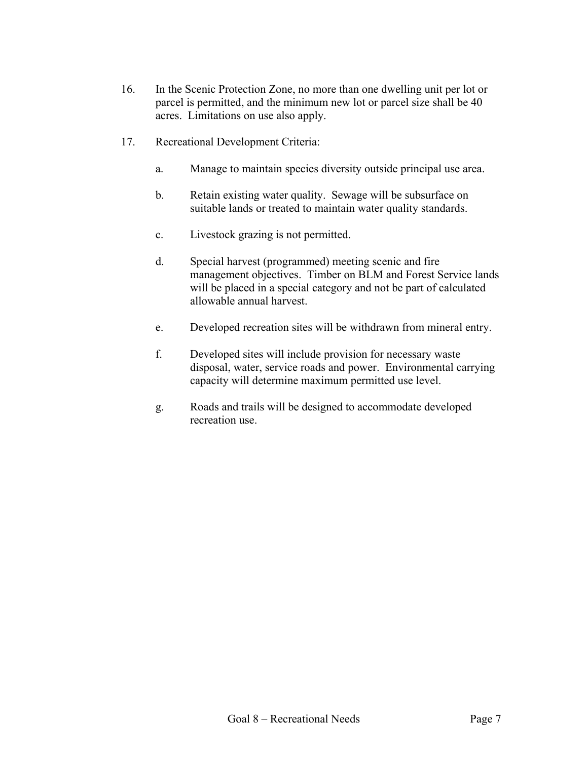16. In the Scenic Protection Zone, no more than one dwelling unit per lot or parcel is permitted, and the minimum new lot or parcel size shall be 40 acres. Limitations on use also apply.

17. Recreational Development Criteria:

    a. Manage to maintain species diversity outside principal use area.

    b. Retain existing water quality. Sewage will be subsurface on suitable lands or treated to maintain water quality standards.

    c. Livestock grazing is not permitted.

    d. Special harvest (programmed) meeting scenic and fire management objectives. Timber on BLM and Forest Service lands will be placed in a special category and not be part of calculated allowable annual harvest.

    e. Developed recreation sites will be withdrawn from mineral entry.

    f. Developed sites will include provision for necessary waste disposal, water, service roads and power. Environmental carrying capacity will determine maximum permitted use level.

    g. Roads and trails will be designed to accommodate developed recreation use.